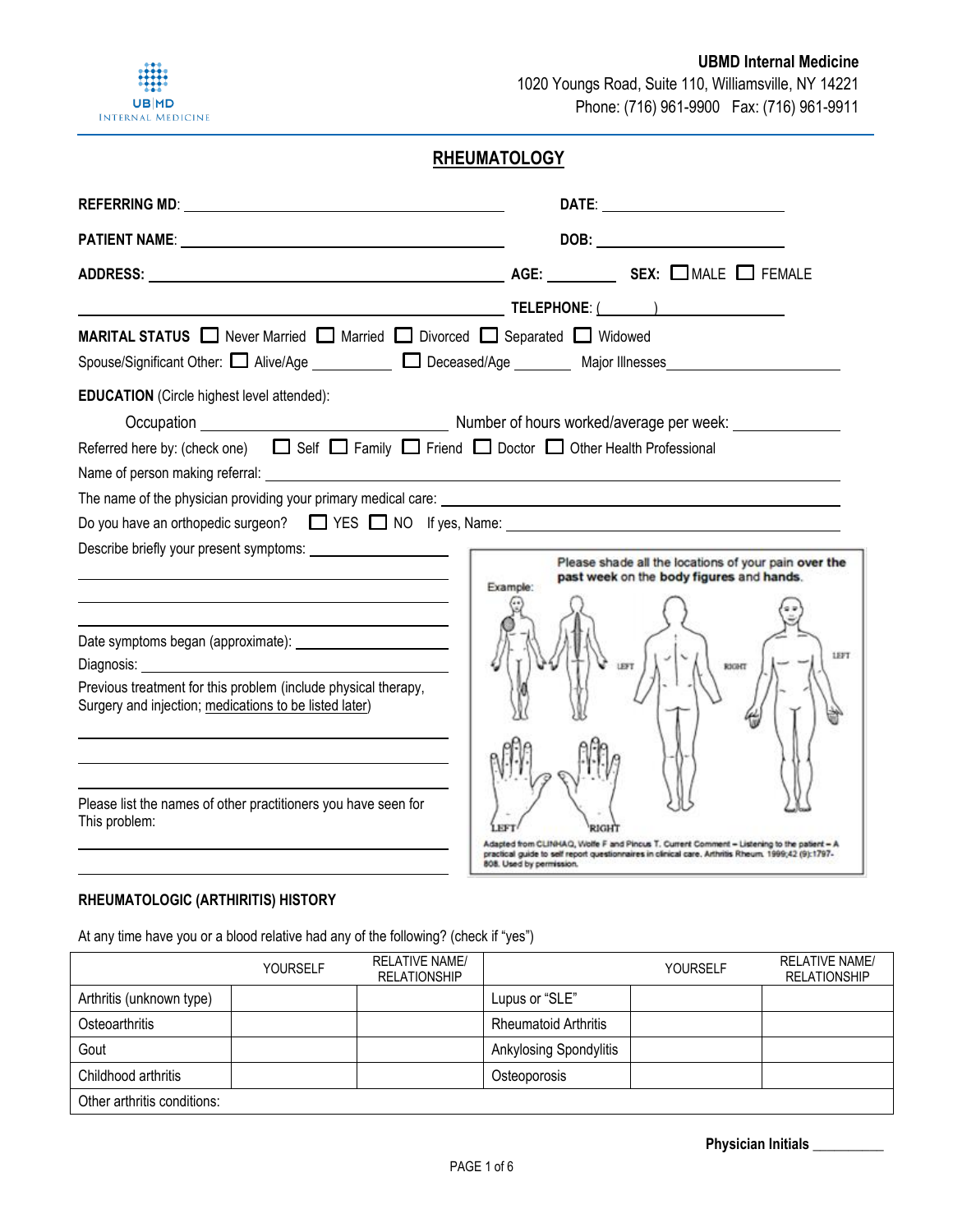**UBMD Internal Medicine**
1020 Youngs Road, Suite 110, Williamsville, NY 14221
Phone: (716) 961-9900 Fax: (716) 961-9911

# RHEUMATOLOGY

**REFERRING MD**: ______________________ **DATE**: ______________

**PATIENT NAME**: ______________________ **DOB**: ______________

**ADDRESS**: ______________________ **AGE**: ________ **SEX**: ☐ MALE ☐ FEMALE

______________________ **TELEPHONE**: (______) ______________

**MARITAL STATUS** ☐ Never Married ☐ Married ☐ Divorced ☐ Separated ☐ Widowed

Spouse/Significant Other: ☐ Alive/Age __________ ☐ Deceased/Age ________ Major Illnesses ______________

**EDUCATION** (Circle highest level attended):

Occupation ______________ Number of hours worked/average per week: ____________

Referred here by: (check one) ☐ Self ☐ Family ☐ Friend ☐ Doctor ☐ Other Health Professional

Name of person making referral: ______________________

The name of the physician providing your primary medical care: ______________________

Do you have an orthopedic surgeon? ☐ YES ☐ NO If yes, Name: ______________________

Describe briefly your present symptoms: ______________________

Date symptoms began (approximate): ______________

Diagnosis: ______________

Previous treatment for this problem (include physical therapy, Surgery and injection; medications to be listed later)

Please list the names of other practitioners you have seen for This problem:

Please shade all the locations of your pain **over the past week** on the **body figures** and **hands**.

Example: LEFT RIGHT RIGHT LEFT LEFT RIGHT

Adapted from CLINHAQ, Wolfe F and Pincus T. Current Comment – Listening to the patient – A practical guide to self report questionnaires in clinical care. Arthritis Rheum. 1999;42 (9):1797-808. Used by permission.

## RHEUMATOLOGIC (ARTHRITIS) HISTORY

At any time have you or a blood relative had any of the following? (check if "yes")

| | YOURSELF | RELATIVE NAME/ RELATIONSHIP | | YOURSELF | RELATIVE NAME/ RELATIONSHIP |
|---|---|---|---|---|---|
| Arthritis (unknown type) | | | Lupus or "SLE" | | |
| Osteoarthritis | | | Rheumatoid Arthritis | | |
| Gout | | | Ankylosing Spondylitis | | |
| Childhood arthritis | | | Osteoporosis | | |
| Other arthritis conditions: | | | | | |

**Physician Initials** __________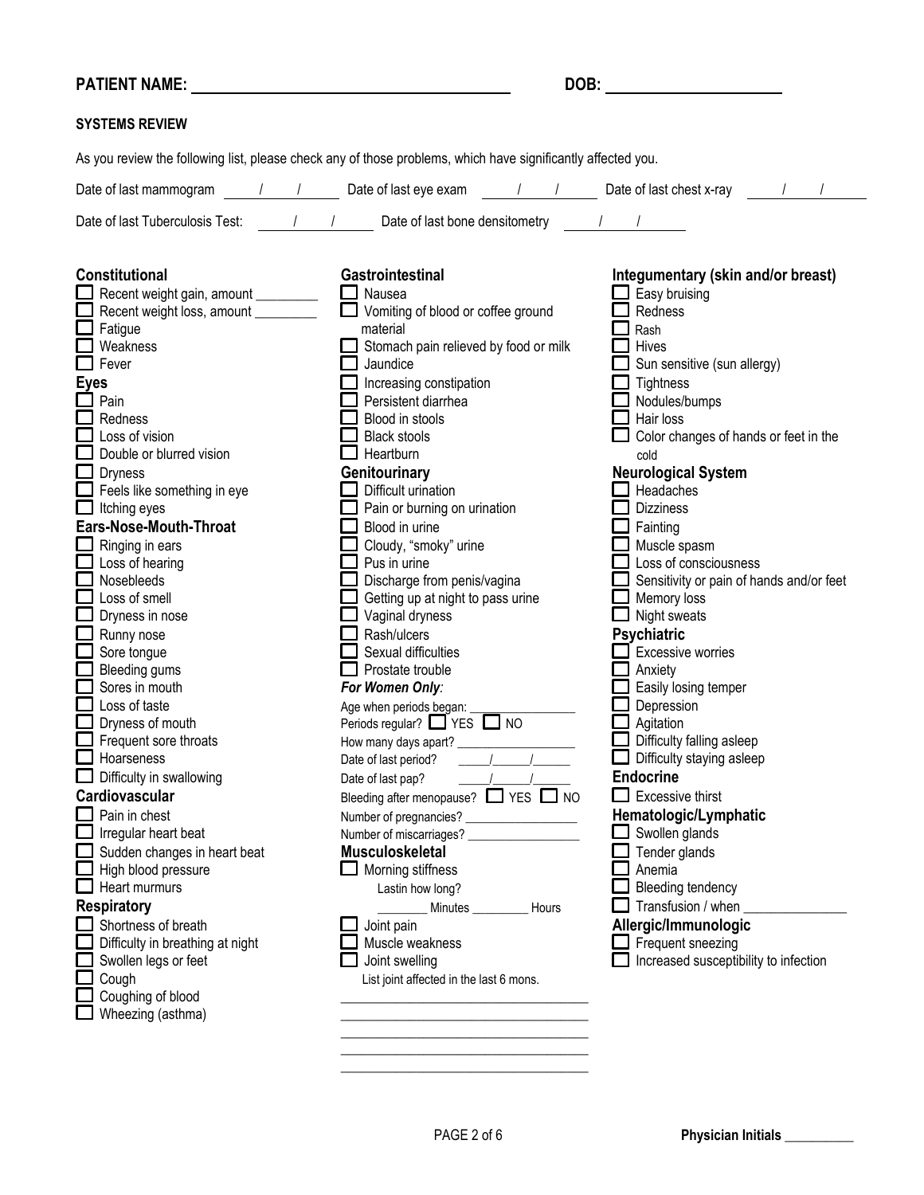**PATIENT NAME:** ______________________________ **DOB:** ____________________

**SYSTEMS REVIEW**

As you review the following list, please check any of those problems, which have significantly affected you.

Date of last mammogram ____/____/____ Date of last eye exam ____/____/____ Date of last chest x-ray ____/____/____

Date of last Tuberculosis Test: ____/____/____ Date of last bone densitometry ____/____/____

**Constitutional**
- ☐ Recent weight gain, amount _________
- ☐ Recent weight loss, amount _________
- ☐ Fatigue
- ☐ Weakness
- ☐ Fever

**Eyes**
- ☐ Pain
- ☐ Redness
- ☐ Loss of vision
- ☐ Double or blurred vision
- ☐ Dryness
- ☐ Feels like something in eye
- ☐ Itching eyes

**Ears-Nose-Mouth-Throat**
- ☐ Ringing in ears
- ☐ Loss of hearing
- ☐ Nosebleeds
- ☐ Loss of smell
- ☐ Dryness in nose
- ☐ Runny nose
- ☐ Sore tongue
- ☐ Bleeding gums
- ☐ Sores in mouth
- ☐ Loss of taste
- ☐ Dryness of mouth
- ☐ Frequent sore throats
- ☐ Hoarseness
- ☐ Difficulty in swallowing

**Cardiovascular**
- ☐ Pain in chest
- ☐ Irregular heart beat
- ☐ Sudden changes in heart beat
- ☐ High blood pressure
- ☐ Heart murmurs

**Respiratory**
- ☐ Shortness of breath
- ☐ Difficulty in breathing at night
- ☐ Swollen legs or feet
- ☐ Cough
- ☐ Coughing of blood
- ☐ Wheezing (asthma)

**Gastrointestinal**
- ☐ Nausea
- ☐ Vomiting of blood or coffee ground material
- ☐ Stomach pain relieved by food or milk
- ☐ Jaundice
- ☐ Increasing constipation
- ☐ Persistent diarrhea
- ☐ Blood in stools
- ☐ Black stools
- ☐ Heartburn

**Genitourinary**
- ☐ Difficult urination
- ☐ Pain or burning on urination
- ☐ Blood in urine
- ☐ Cloudy, "smoky" urine
- ☐ Pus in urine
- ☐ Discharge from penis/vagina
- ☐ Getting up at night to pass urine
- ☐ Vaginal dryness
- ☐ Rash/ulcers
- ☐ Sexual difficulties
- ☐ Prostate trouble

***For Women Only*:**

Age when periods began: ________________

Periods regular? ☐ YES ☐ NO

How many days apart? ________________

Date of last period? ____/____/____

Date of last pap? ____/____/____

Bleeding after menopause? ☐ YES ☐ NO

Number of pregnancies? ________________

Number of miscarriages? ________________

**Musculoskeletal**
- ☐ Morning stiffness

  Lastin how long?

  ________ Minutes ________ Hours
- ☐ Joint pain
- ☐ Muscle weakness
- ☐ Joint swelling

  List joint affected in the last 6 mons.

  ____________________________________

  ____________________________________

  ____________________________________

  ____________________________________

  ____________________________________

**Integumentary (skin and/or breast)**
- ☐ Easy bruising
- ☐ Redness
- ☐ Rash
- ☐ Hives
- ☐ Sun sensitive (sun allergy)
- ☐ Tightness
- ☐ Nodules/bumps
- ☐ Hair loss
- ☐ Color changes of hands or feet in the cold

**Neurological System**
- ☐ Headaches
- ☐ Dizziness
- ☐ Fainting
- ☐ Muscle spasm
- ☐ Loss of consciousness
- ☐ Sensitivity or pain of hands and/or feet
- ☐ Memory loss
- ☐ Night sweats

**Psychiatric**
- ☐ Excessive worries
- ☐ Anxiety
- ☐ Easily losing temper
- ☐ Depression
- ☐ Agitation
- ☐ Difficulty falling asleep
- ☐ Difficulty staying asleep

**Endocrine**
- ☐ Excessive thirst

**Hematologic/Lymphatic**
- ☐ Swollen glands
- ☐ Tender glands
- ☐ Anemia
- ☐ Bleeding tendency
- ☐ Transfusion / when ________________

**Allergic/Immunologic**
- ☐ Frequent sneezing
- ☐ Increased susceptibility to infection

**Physician Initials** __________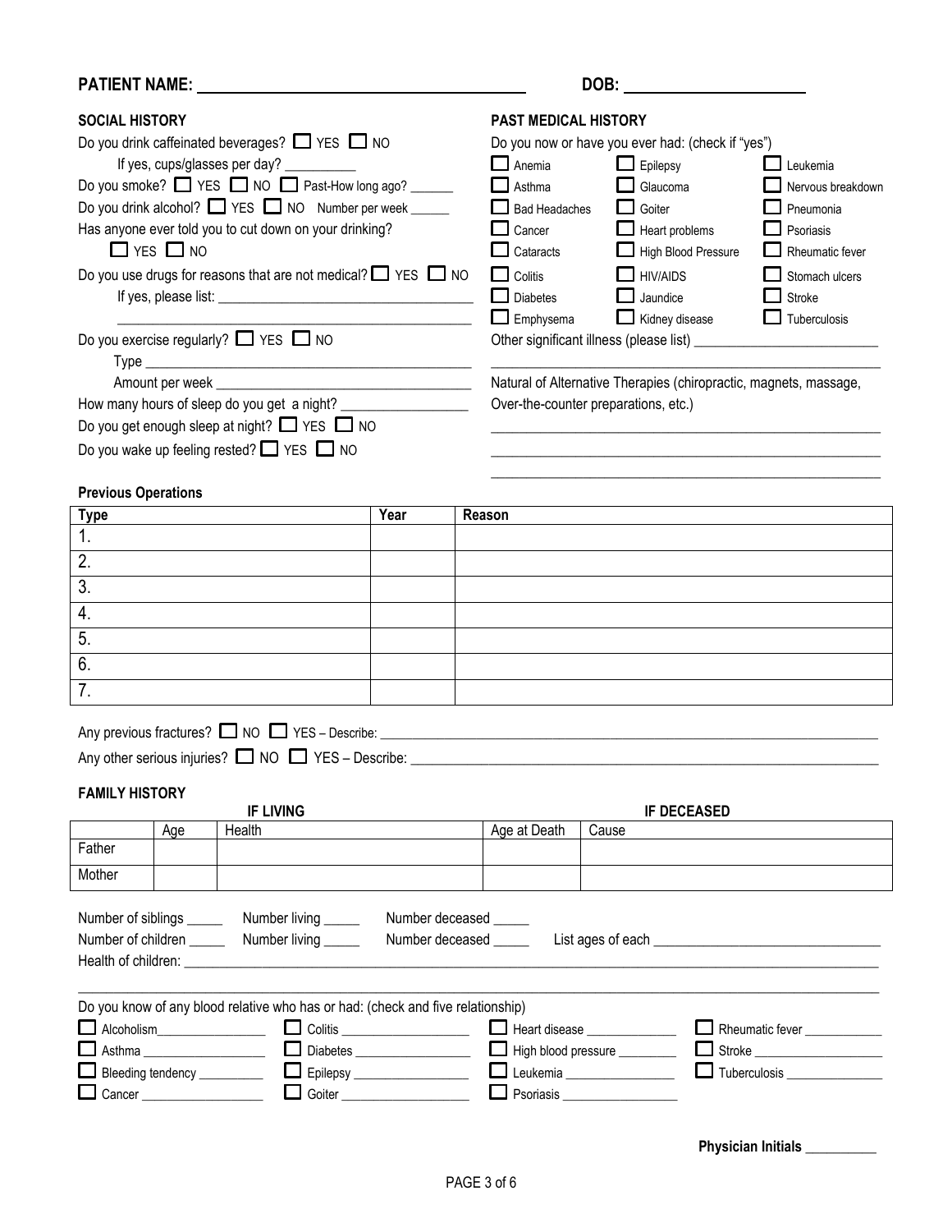**PATIENT NAME:** ________________________ **DOB:** ________________

## SOCIAL HISTORY

Do you drink caffeinated beverages? ☐ YES ☐ NO

If yes, cups/glasses per day? __________

Do you smoke? ☐ YES ☐ NO ☐ Past-How long ago? ______

Do you drink alcohol? ☐ YES ☐ NO Number per week ______

Has anyone ever told you to cut down on your drinking?

☐ YES ☐ NO

Do you use drugs for reasons that are not medical? ☐ YES ☐ NO

If yes, please list: ________________________________

________________________________________________

Do you exercise regularly? ☐ YES ☐ NO

Type ________________________________________

Amount per week ________________________________

How many hours of sleep do you get a night? _________________

Do you get enough sleep at night? ☐ YES ☐ NO

Do you wake up feeling rested? ☐ YES ☐ NO

## PAST MEDICAL HISTORY

Do you now or have you ever had: (check if "yes")

| | | |
|---|---|---|
| ☐ Anemia | ☐ Epilepsy | ☐ Leukemia |
| ☐ Asthma | ☐ Glaucoma | ☐ Nervous breakdown |
| ☐ Bad Headaches | ☐ Goiter | ☐ Pneumonia |
| ☐ Cancer | ☐ Heart problems | ☐ Psoriasis |
| ☐ Cataracts | ☐ High Blood Pressure | ☐ Rheumatic fever |
| ☐ Colitis | ☐ HIV/AIDS | ☐ Stomach ulcers |
| ☐ Diabetes | ☐ Jaundice | ☐ Stroke |
| ☐ Emphysema | ☐ Kidney disease | ☐ Tuberculosis |

Other significant illness (please list) __________________________

________________________________________________

Natural of Alternative Therapies (chiropractic, magnets, massage, Over-the-counter preparations, etc.)

________________________________________________

________________________________________________

________________________________________________

### Previous Operations

| Type | Year | Reason |
|---|---|---|
| 1. | | |
| 2. | | |
| 3. | | |
| 4. | | |
| 5. | | |
| 6. | | |
| 7. | | |

Any previous fractures? ☐ NO ☐ YES – Describe: ________________________________

Any other serious injuries? ☐ NO ☐ YES – Describe: ________________________________

## FAMILY HISTORY

| | IF LIVING | | IF DECEASED | |
|---|---|---|---|---|
| | Age | Health | Age at Death | Cause |
| Father | | | | |
| Mother | | | | |

Number of siblings _____ Number living _____ Number deceased _____

Number of children _____ Number living _____ Number deceased _____ List ages of each ______________________

Health of children: ________________________________________________

________________________________________________

Do you know of any blood relative who has or had: (check and five relationship)

| | | | |
|---|---|---|---|
| ☐ Alcoholism_______________ | ☐ Colitis _______________ | ☐ Heart disease _____________ | ☐ Rheumatic fever ___________ |
| ☐ Asthma _______________ | ☐ Diabetes _______________ | ☐ High blood pressure ________ | ☐ Stroke _______________ |
| ☐ Bleeding tendency _________ | ☐ Epilepsy _______________ | ☐ Leukemia _______________ | ☐ Tuberculosis _____________ |
| ☐ Cancer _______________ | ☐ Goiter _______________ | ☐ Psoriasis _______________ | |

**Physician Initials** __________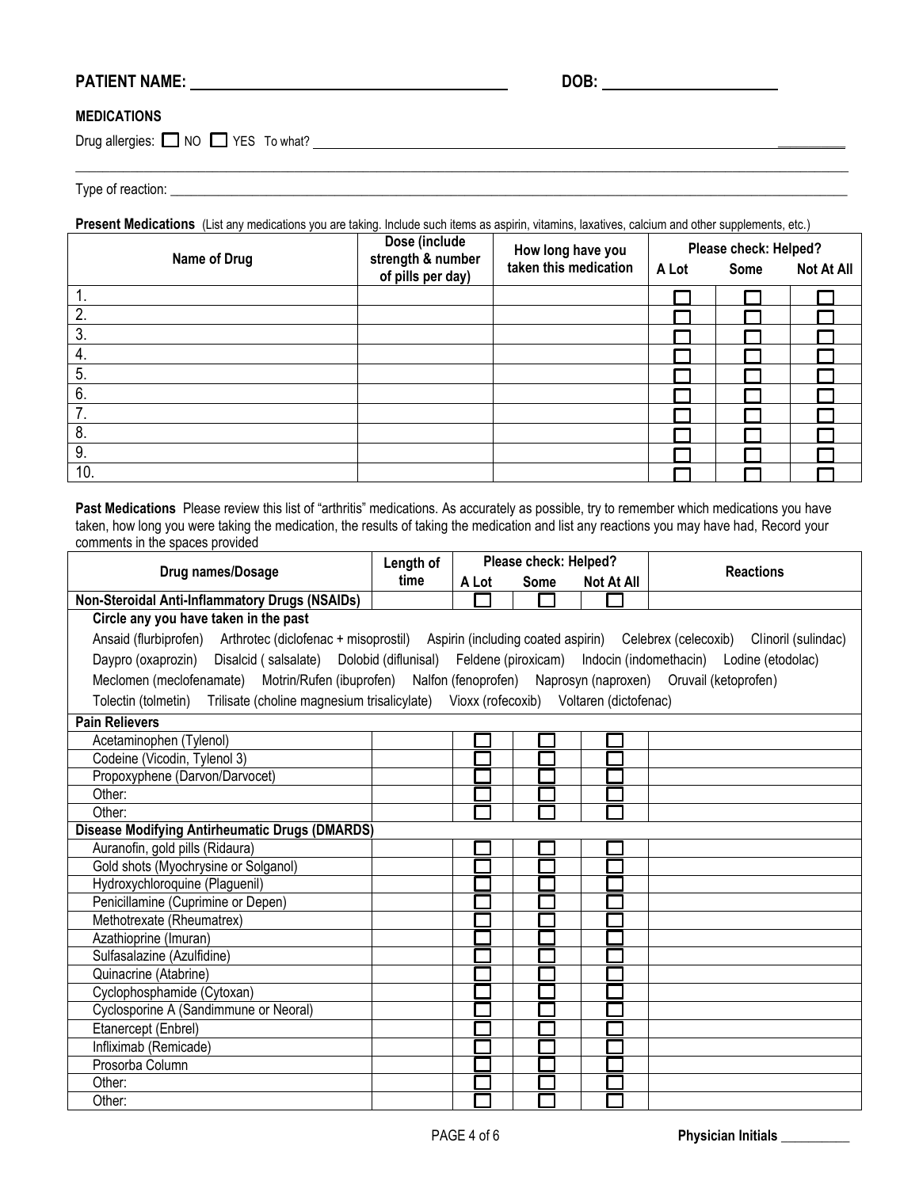**PATIENT NAME:** ______________________________ **DOB:** ____________________

**MEDICATIONS**

Drug allergies: ☐ NO ☐ YES To what? ________________________________________________

________________________________________________________________________________

Type of reaction: ________________________________________________________________

**Present Medications** (List any medications you are taking. Include such items as aspirin, vitamins, laxatives, calcium and other supplements, etc.)

| Name of Drug | Dose (include strength & number of pills per day) | How long have you taken this medication | Please check: Helped? | | |
|---|---|---|---|---|---|
| | | | A Lot | Some | Not At All |
| 1. | | | ☐ | ☐ | ☐ |
| 2. | | | ☐ | ☐ | ☐ |
| 3. | | | ☐ | ☐ | ☐ |
| 4. | | | ☐ | ☐ | ☐ |
| 5. | | | ☐ | ☐ | ☐ |
| 6. | | | ☐ | ☐ | ☐ |
| 7. | | | ☐ | ☐ | ☐ |
| 8. | | | ☐ | ☐ | ☐ |
| 9. | | | ☐ | ☐ | ☐ |
| 10. | | | ☐ | ☐ | ☐ |

**Past Medications** Please review this list of "arthritis" medications. As accurately as possible, try to remember which medications you have taken, how long you were taking the medication, the results of taking the medication and list any reactions you may have had, Record your comments in the spaces provided

| Drug names/Dosage | Length of time | Please check: Helped? | | | Reactions |
|---|---|---|---|---|---|
| | | A Lot | Some | Not At All | |
| **Non-Steroidal Anti-Inflammatory Drugs (NSAIDs)** | | ☐ | ☐ | ☐ | |
| **Circle any you have taken in the past** | | | | | |
| Ansaid (flurbiprofen) Arthrotec (diclofenac + misoprostil) Aspirin (including coated aspirin) Celebrex (celecoxib) Clinoril (sulindac) Daypro (oxaprozin) Disalcid ( salsalate) Dolobid (diflunisal) Feldene (piroxicam) Indocin (indomethacin) Lodine (etodolac) Meclomen (meclofenamate) Motrin/Rufen (ibuprofen) Nalfon (fenoprofen) Naprosyn (naproxen) Oruvail (ketoprofen) Tolectin (tolmetin) Trilisate (choline magnesium trisalicylate) Vioxx (rofecoxib) Voltaren (dictofenac) | | | | | |
| **Pain Relievers** | | | | | |
| Acetaminophen (Tylenol) | | ☐ | ☐ | ☐ | |
| Codeine (Vicodin, Tylenol 3) | | ☐ | ☐ | ☐ | |
| Propoxyphene (Darvon/Darvocet) | | ☐ | ☐ | ☐ | |
| Other: | | ☐ | ☐ | ☐ | |
| Other: | | ☐ | ☐ | ☐ | |
| **Disease Modifying Antirheumatic Drugs (DMARDS)** | | | | | |
| Auranofin, gold pills (Ridaura) | | ☐ | ☐ | ☐ | |
| Gold shots (Myochrysine or Solganol) | | ☐ | ☐ | ☐ | |
| Hydroxychloroquine (Plaguenil) | | ☐ | ☐ | ☐ | |
| Penicillamine (Cuprimine or Depen) | | ☐ | ☐ | ☐ | |
| Methotrexate (Rheumatrex) | | ☐ | ☐ | ☐ | |
| Azathioprine (Imuran) | | ☐ | ☐ | ☐ | |
| Sulfasalazine (Azulfidine) | | ☐ | ☐ | ☐ | |
| Quinacrine (Atabrine) | | ☐ | ☐ | ☐ | |
| Cyclophosphamide (Cytoxan) | | ☐ | ☐ | ☐ | |
| Cyclosporine A (Sandimmune or Neoral) | | ☐ | ☐ | ☐ | |
| Etanercept (Enbrel) | | ☐ | ☐ | ☐ | |
| Infliximab (Remicade) | | ☐ | ☐ | ☐ | |
| Prosorba Column | | ☐ | ☐ | ☐ | |
| Other: | | ☐ | ☐ | ☐ | |
| Other: | | ☐ | ☐ | ☐ | |

**Physician Initials** __________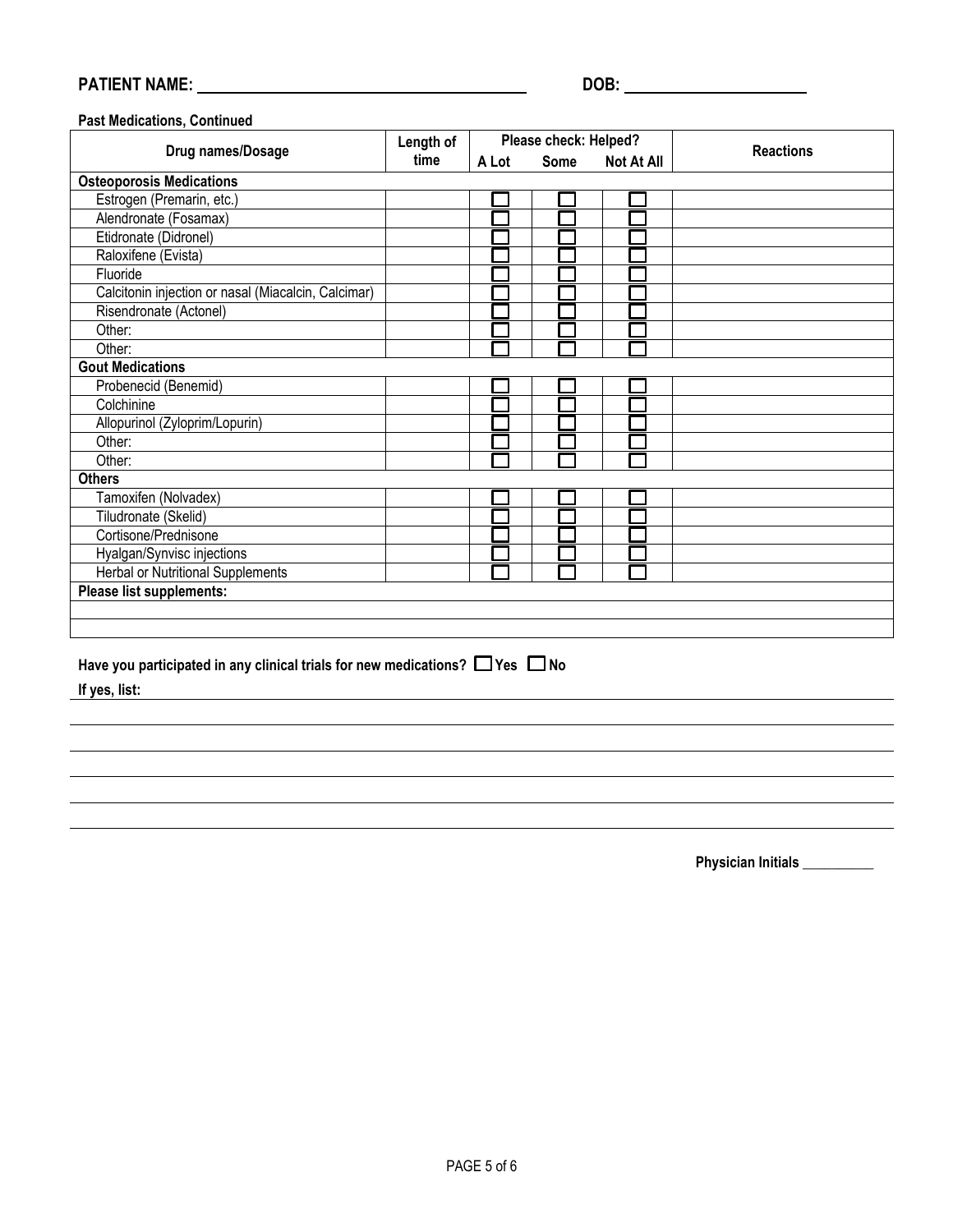**PATIENT NAME:** ______________________________ **DOB:** ____________________

**Past Medications, Continued**

| Drug names/Dosage | Length of time | Please check: Helped? A Lot | Some | Not At All | Reactions |
|---|---|---|---|---|---|
| **Osteoporosis Medications** | | | | | |
| Estrogen (Premarin, etc.) | | ☐ | ☐ | ☐ | |
| Alendronate (Fosamax) | | ☐ | ☐ | ☐ | |
| Etidronate (Didronel) | | ☐ | ☐ | ☐ | |
| Raloxifene (Evista) | | ☐ | ☐ | ☐ | |
| Fluoride | | ☐ | ☐ | ☐ | |
| Calcitonin injection or nasal (Miacalcin, Calcimar) | | ☐ | ☐ | ☐ | |
| Risendronate (Actonel) | | ☐ | ☐ | ☐ | |
| Other: | | ☐ | ☐ | ☐ | |
| Other: | | ☐ | ☐ | ☐ | |
| **Gout Medications** | | | | | |
| Probenecid (Benemid) | | ☐ | ☐ | ☐ | |
| Colchinine | | ☐ | ☐ | ☐ | |
| Allopurinol (Zyloprim/Lopurin) | | ☐ | ☐ | ☐ | |
| Other: | | ☐ | ☐ | ☐ | |
| Other: | | ☐ | ☐ | ☐ | |
| **Others** | | | | | |
| Tamoxifen (Nolvadex) | | ☐ | ☐ | ☐ | |
| Tiludronate (Skelid) | | ☐ | ☐ | ☐ | |
| Cortisone/Prednisone | | ☐ | ☐ | ☐ | |
| Hyalgan/Synvisc injections | | ☐ | ☐ | ☐ | |
| Herbal or Nutritional Supplements | | ☐ | ☐ | ☐ | |
| **Please list supplements:** | | | | | |
| | | | | | |
| | | | | | |

**Have you participated in any clinical trials for new medications?** ☐ **Yes** ☐ **No**

**If yes, list:** ______________________________________________

______________________________________________

______________________________________________

______________________________________________

______________________________________________

______________________________________________

**Physician Initials** __________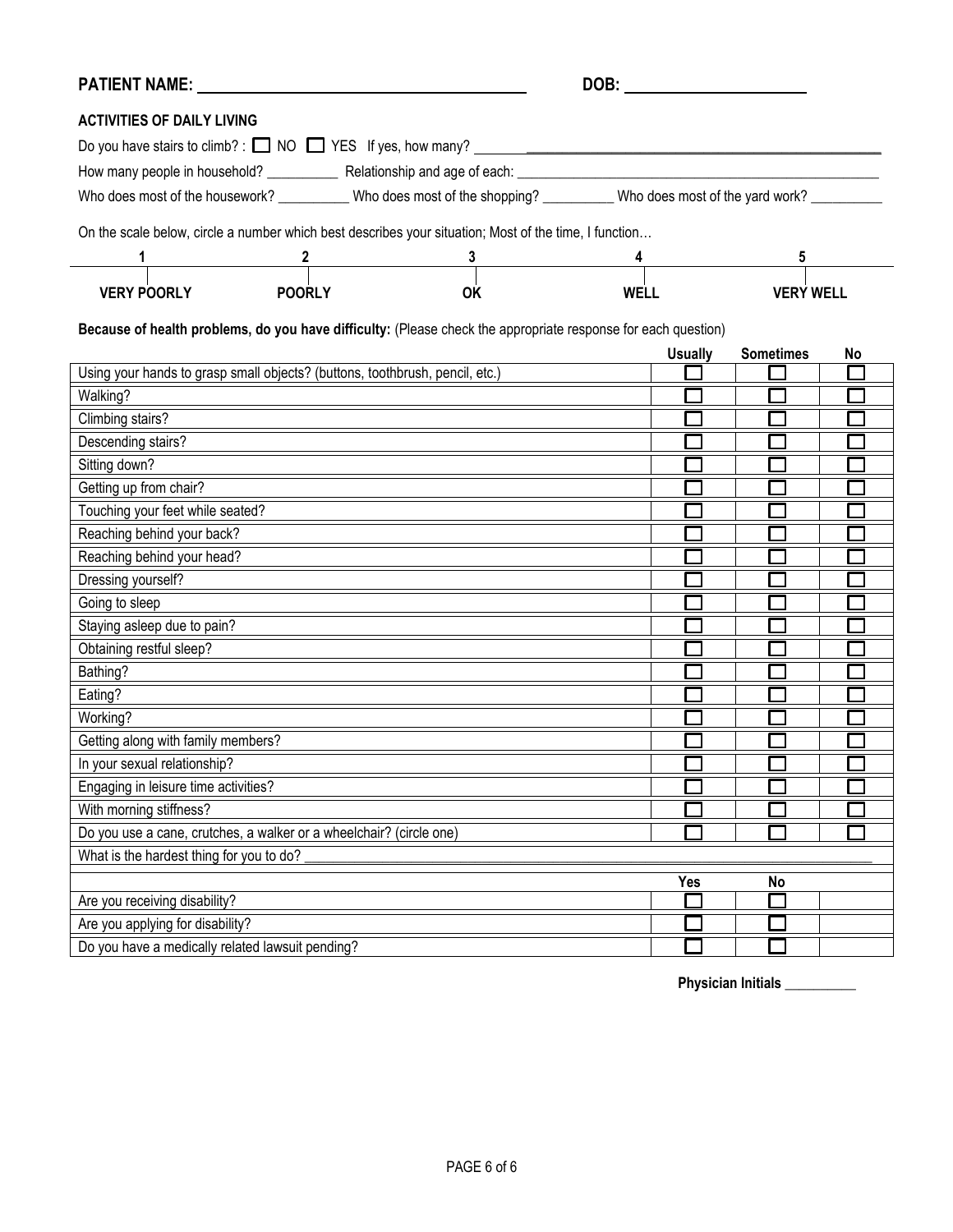**PATIENT NAME:** ______________________________ **DOB:** ____________________

**ACTIVITIES OF DAILY LIVING**

Do you have stairs to climb? : ☐ NO ☐ YES If yes, how many? ______________________________

How many people in household? __________ Relationship and age of each: ______________________________

Who does most of the housework? __________ Who does most of the shopping? __________ Who does most of the yard work? __________

On the scale below, circle a number which best describes your situation; Most of the time, I function…

| 1 | 2 | 3 | 4 | 5 |
|---|---|---|---|---|
| **VERY POORLY** | **POORLY** | **OK** | **WELL** | **VERY WELL** |

**Because of health problems, do you have difficulty:** (Please check the appropriate response for each question)

| | Usually | Sometimes | No |
|---|---|---|---|
| Using your hands to grasp small objects? (buttons, toothbrush, pencil, etc.) | ☐ | ☐ | ☐ |
| Walking? | ☐ | ☐ | ☐ |
| Climbing stairs? | ☐ | ☐ | ☐ |
| Descending stairs? | ☐ | ☐ | ☐ |
| Sitting down? | ☐ | ☐ | ☐ |
| Getting up from chair? | ☐ | ☐ | ☐ |
| Touching your feet while seated? | ☐ | ☐ | ☐ |
| Reaching behind your back? | ☐ | ☐ | ☐ |
| Reaching behind your head? | ☐ | ☐ | ☐ |
| Dressing yourself? | ☐ | ☐ | ☐ |
| Going to sleep | ☐ | ☐ | ☐ |
| Staying asleep due to pain? | ☐ | ☐ | ☐ |
| Obtaining restful sleep? | ☐ | ☐ | ☐ |
| Bathing? | ☐ | ☐ | ☐ |
| Eating? | ☐ | ☐ | ☐ |
| Working? | ☐ | ☐ | ☐ |
| Getting along with family members? | ☐ | ☐ | ☐ |
| In your sexual relationship? | ☐ | ☐ | ☐ |
| Engaging in leisure time activities? | ☐ | ☐ | ☐ |
| With morning stiffness? | ☐ | ☐ | ☐ |
| Do you use a cane, crutches, a walker or a wheelchair? (circle one) | ☐ | ☐ | ☐ |
| What is the hardest thing for you to do? ______________________________ | | | |

| | Yes | No |
|---|---|---|
| Are you receiving disability? | ☐ | ☐ |
| Are you applying for disability? | ☐ | ☐ |
| Do you have a medically related lawsuit pending? | ☐ | ☐ |

**Physician Initials** __________